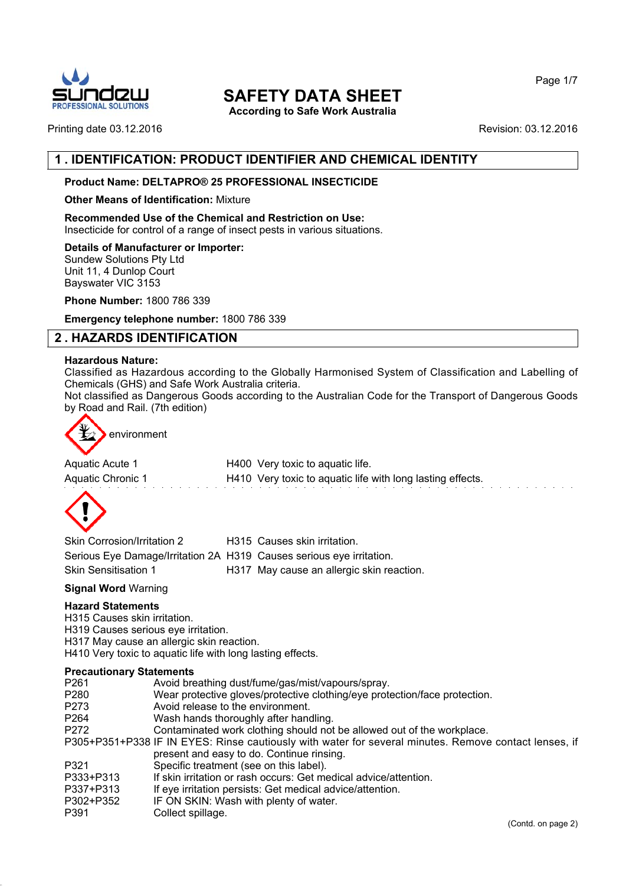# SAFETY DATA SHEET

**According to Safe Work Australia**

Printing date 03.12.2016

Revision: 03.12.2016

## 1 . IDENTIFICATION: PRODUCT IDENTIFIER AND CHEMICAL IDENTITY

**Product Name: DELTAPRO® 25 PROFESSIONAL INSECTICIDE**

**Other Means of Identification:** Mixture

**Recommended Use of the Chemical and Restriction on Use:**
Insecticide for control of a range of insect pests in various situations.

**Details of Manufacturer or Importer:**
Sundew Solutions Pty Ltd
Unit 11, 4 Dunlop Court
Bayswater VIC 3153

**Phone Number:** 1800 786 339

**Emergency telephone number:** 1800 786 339

## 2 . HAZARDS IDENTIFICATION

**Hazardous Nature:**
Classified as Hazardous according to the Globally Harmonised System of Classification and Labelling of Chemicals (GHS) and Safe Work Australia criteria.
Not classified as Dangerous Goods according to the Australian Code for the Transport of Dangerous Goods by Road and Rail. (7th edition)

environment

| | |
|---|---|
| Aquatic Acute 1 | H400 Very toxic to aquatic life. |
| Aquatic Chronic 1 | H410 Very toxic to aquatic life with long lasting effects. |

| | |
|---|---|
| Skin Corrosion/Irritation 2 | H315 Causes skin irritation. |
| Serious Eye Damage/Irritation 2A | H319 Causes serious eye irritation. |
| Skin Sensitisation 1 | H317 May cause an allergic skin reaction. |

**Signal Word** Warning

**Hazard Statements**
H315 Causes skin irritation.
H319 Causes serious eye irritation.
H317 May cause an allergic skin reaction.
H410 Very toxic to aquatic life with long lasting effects.

**Precautionary Statements**

| | |
|---|---|
| P261 | Avoid breathing dust/fume/gas/mist/vapours/spray. |
| P280 | Wear protective gloves/protective clothing/eye protection/face protection. |
| P273 | Avoid release to the environment. |
| P264 | Wash hands thoroughly after handling. |
| P272 | Contaminated work clothing should not be allowed out of the workplace. |
| P305+P351+P338 | IF IN EYES: Rinse cautiously with water for several minutes. Remove contact lenses, if present and easy to do. Continue rinsing. |
| P321 | Specific treatment (see on this label). |
| P333+P313 | If skin irritation or rash occurs: Get medical advice/attention. |
| P337+P313 | If eye irritation persists: Get medical advice/attention. |
| P302+P352 | IF ON SKIN: Wash with plenty of water. |
| P391 | Collect spillage. |

(Contd. on page 2)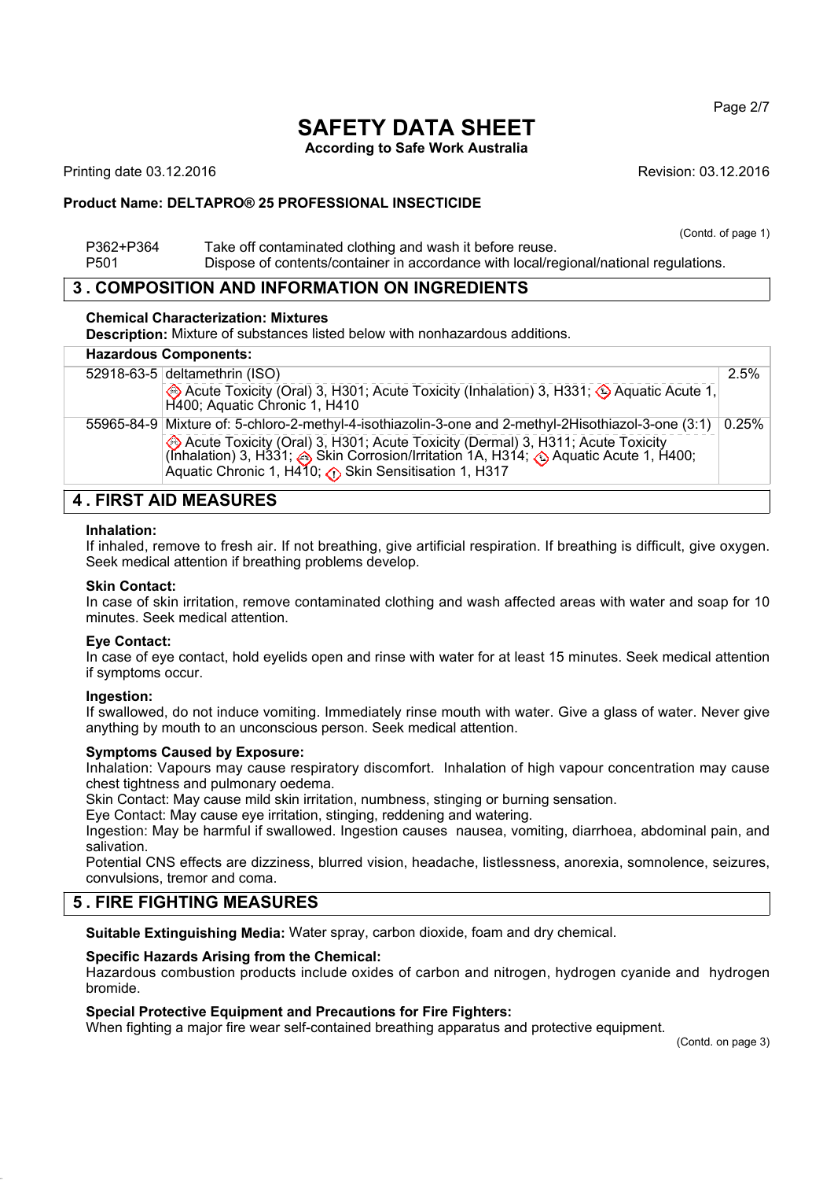(Contd. of page 1)

| | |
|---|---|
| P362+P364 | Take off contaminated clothing and wash it before reuse. |
| P501 | Dispose of contents/container in accordance with local/regional/national regulations. |

## 3 . COMPOSITION AND INFORMATION ON INGREDIENTS

**Chemical Characterization: Mixtures**
**Description:** Mixture of substances listed below with nonhazardous additions.

| Hazardous Components: | | |
|---|---|---|
| 52918-63-5 | deltamethrin (ISO)<br>Acute Toxicity (Oral) 3, H301; Acute Toxicity (Inhalation) 3, H331; Aquatic Acute 1, H400; Aquatic Chronic 1, H410 | 2.5% |
| 55965-84-9 | Mixture of: 5-chloro-2-methyl-4-isothiazolin-3-one and 2-methyl-2Hisothiazol-3-one (3:1)<br>Acute Toxicity (Oral) 3, H301; Acute Toxicity (Dermal) 3, H311; Acute Toxicity (Inhalation) 3, H331; Skin Corrosion/Irritation 1A, H314; Aquatic Acute 1, H400; Aquatic Chronic 1, H410; Skin Sensitisation 1, H317 | 0.25% |

## 4 . FIRST AID MEASURES

**Inhalation:**
If inhaled, remove to fresh air. If not breathing, give artificial respiration. If breathing is difficult, give oxygen. Seek medical attention if breathing problems develop.

**Skin Contact:**
In case of skin irritation, remove contaminated clothing and wash affected areas with water and soap for 10 minutes. Seek medical attention.

**Eye Contact:**
In case of eye contact, hold eyelids open and rinse with water for at least 15 minutes. Seek medical attention if symptoms occur.

**Ingestion:**
If swallowed, do not induce vomiting. Immediately rinse mouth with water. Give a glass of water. Never give anything by mouth to an unconscious person. Seek medical attention.

**Symptoms Caused by Exposure:**
Inhalation: Vapours may cause respiratory discomfort. Inhalation of high vapour concentration may cause chest tightness and pulmonary oedema.
Skin Contact: May cause mild skin irritation, numbness, stinging or burning sensation.
Eye Contact: May cause eye irritation, stinging, reddening and watering.
Ingestion: May be harmful if swallowed. Ingestion causes nausea, vomiting, diarrhoea, abdominal pain, and salivation.
Potential CNS effects are dizziness, blurred vision, headache, listlessness, anorexia, somnolence, seizures, convulsions, tremor and coma.

## 5 . FIRE FIGHTING MEASURES

**Suitable Extinguishing Media:** Water spray, carbon dioxide, foam and dry chemical.

**Specific Hazards Arising from the Chemical:**
Hazardous combustion products include oxides of carbon and nitrogen, hydrogen cyanide and hydrogen bromide.

**Special Protective Equipment and Precautions for Fire Fighters:**
When fighting a major fire wear self-contained breathing apparatus and protective equipment.

(Contd. on page 3)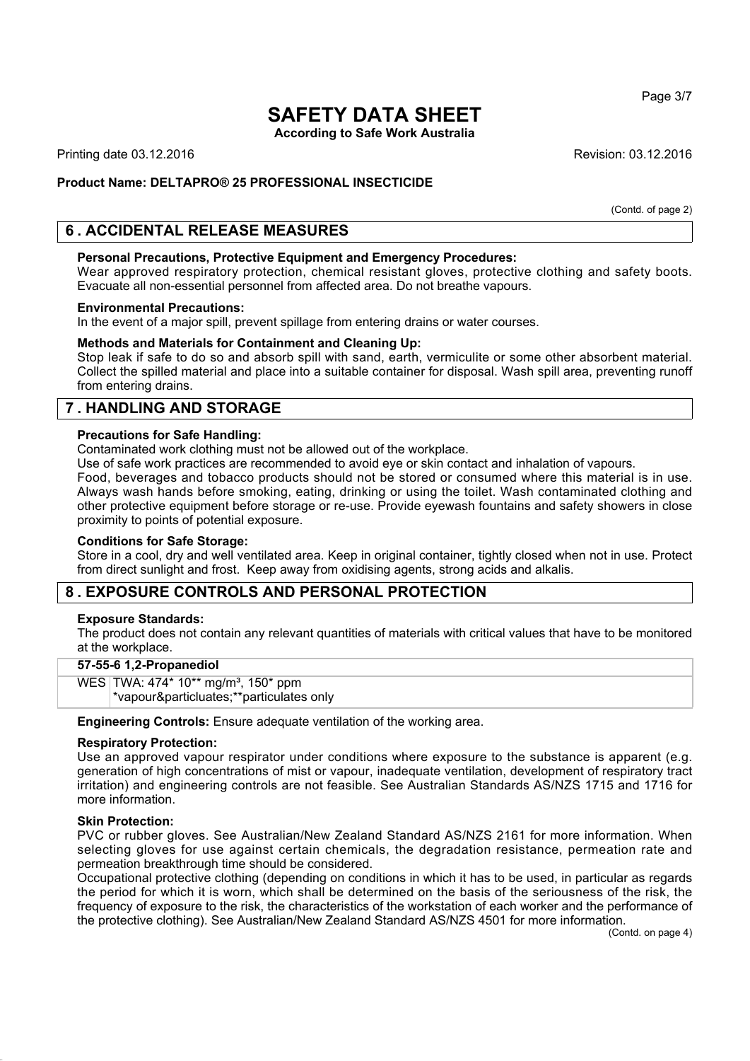# SAFETY DATA SHEET

**According to Safe Work Australia**

Printing date 03.12.2016 Revision: 03.12.2016

**Product Name: DELTAPRO® 25 PROFESSIONAL INSECTICIDE**

(Contd. of page 2)

## 6 . ACCIDENTAL RELEASE MEASURES

**Personal Precautions, Protective Equipment and Emergency Procedures:**
Wear approved respiratory protection, chemical resistant gloves, protective clothing and safety boots. Evacuate all non-essential personnel from affected area. Do not breathe vapours.

**Environmental Precautions:**
In the event of a major spill, prevent spillage from entering drains or water courses.

**Methods and Materials for Containment and Cleaning Up:**
Stop leak if safe to do so and absorb spill with sand, earth, vermiculite or some other absorbent material. Collect the spilled material and place into a suitable container for disposal. Wash spill area, preventing runoff from entering drains.

## 7 . HANDLING AND STORAGE

**Precautions for Safe Handling:**
Contaminated work clothing must not be allowed out of the workplace.
Use of safe work practices are recommended to avoid eye or skin contact and inhalation of vapours.
Food, beverages and tobacco products should not be stored or consumed where this material is in use. Always wash hands before smoking, eating, drinking or using the toilet. Wash contaminated clothing and other protective equipment before storage or re-use. Provide eyewash fountains and safety showers in close proximity to points of potential exposure.

**Conditions for Safe Storage:**
Store in a cool, dry and well ventilated area. Keep in original container, tightly closed when not in use. Protect from direct sunlight and frost. Keep away from oxidising agents, strong acids and alkalis.

## 8 . EXPOSURE CONTROLS AND PERSONAL PROTECTION

**Exposure Standards:**
The product does not contain any relevant quantities of materials with critical values that have to be monitored at the workplace.

| **57-55-6 1,2-Propanediol** | |
|---|---|
| WES | TWA: 474* 10** mg/m³, 150* ppm<br>*vapour&particluates;**particulates only |

**Engineering Controls:** Ensure adequate ventilation of the working area.

**Respiratory Protection:**
Use an approved vapour respirator under conditions where exposure to the substance is apparent (e.g. generation of high concentrations of mist or vapour, inadequate ventilation, development of respiratory tract irritation) and engineering controls are not feasible. See Australian Standards AS/NZS 1715 and 1716 for more information.

**Skin Protection:**
PVC or rubber gloves. See Australian/New Zealand Standard AS/NZS 2161 for more information. When selecting gloves for use against certain chemicals, the degradation resistance, permeation rate and permeation breakthrough time should be considered.
Occupational protective clothing (depending on conditions in which it has to be used, in particular as regards the period for which it is worn, which shall be determined on the basis of the seriousness of the risk, the frequency of exposure to the risk, the characteristics of the workstation of each worker and the performance of the protective clothing). See Australian/New Zealand Standard AS/NZS 4501 for more information.

(Contd. on page 4)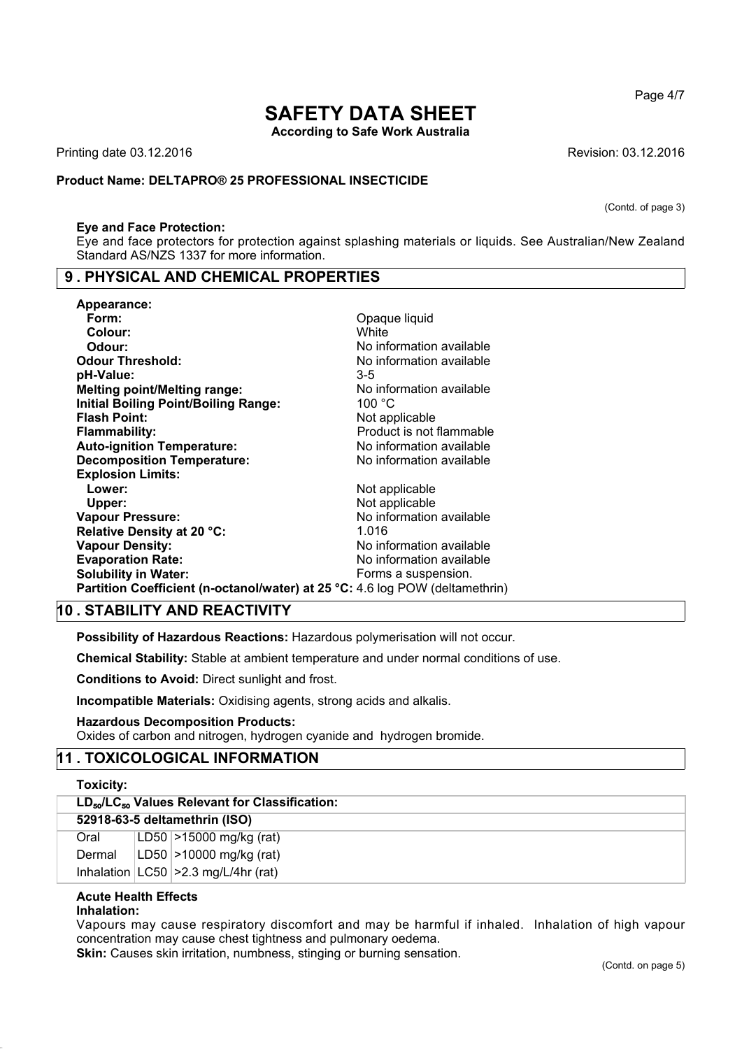(Contd. of page 3)

**Eye and Face Protection:**

Eye and face protectors for protection against splashing materials or liquids. See Australian/New Zealand Standard AS/NZS 1337 for more information.

## 9 . PHYSICAL AND CHEMICAL PROPERTIES

**Appearance:**

**Form:** Opaque liquid

**Colour:** White

**Odour:** No information available

**Odour Threshold:** No information available

**pH-Value:** 3-5

**Melting point/Melting range:** No information available

**Initial Boiling Point/Boiling Range:** 100 °C

**Flash Point:** Not applicable

**Flammability:** Product is not flammable

**Auto-ignition Temperature:** No information available

**Decomposition Temperature:** No information available

**Explosion Limits:**

**Lower:** Not applicable

**Upper:** Not applicable

**Vapour Pressure:** No information available

**Relative Density at 20 °C:** 1.016

**Vapour Density:** No information available

**Evaporation Rate:** No information available

**Solubility in Water:** Forms a suspension.

**Partition Coefficient (n-octanol/water) at 25 °C:** 4.6 log POW (deltamethrin)

## 10 . STABILITY AND REACTIVITY

**Possibility of Hazardous Reactions:** Hazardous polymerisation will not occur.

**Chemical Stability:** Stable at ambient temperature and under normal conditions of use.

**Conditions to Avoid:** Direct sunlight and frost.

**Incompatible Materials:** Oxidising agents, strong acids and alkalis.

**Hazardous Decomposition Products:**

Oxides of carbon and nitrogen, hydrogen cyanide and hydrogen bromide.

## 11 . TOXICOLOGICAL INFORMATION

**Toxicity:**

| **$LD_{50}$/$LC_{50}$ Values Relevant for Classification:** | | |
|---|---|---|
| **52918-63-5 deltamethrin (ISO)** | | |
| Oral | LD50 | >15000 mg/kg (rat) |
| Dermal | LD50 | >10000 mg/kg (rat) |
| Inhalation | LC50 | >2.3 mg/L/4hr (rat) |

**Acute Health Effects**

**Inhalation:**

Vapours may cause respiratory discomfort and may be harmful if inhaled. Inhalation of high vapour concentration may cause chest tightness and pulmonary oedema.

**Skin:** Causes skin irritation, numbness, stinging or burning sensation.

(Contd. on page 5)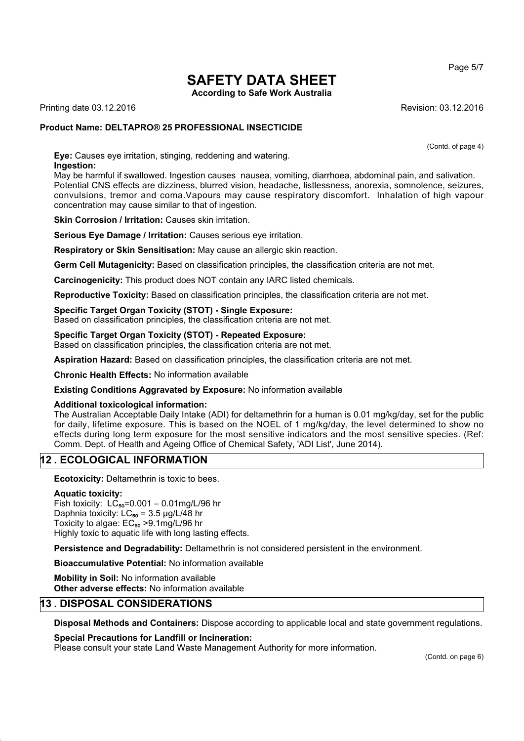(Contd. of page 4)

**Eye:** Causes eye irritation, stinging, reddening and watering.

**Ingestion:**

May be harmful if swallowed. Ingestion causes nausea, vomiting, diarrhoea, abdominal pain, and salivation. Potential CNS effects are dizziness, blurred vision, headache, listlessness, anorexia, somnolence, seizures, convulsions, tremor and coma.Vapours may cause respiratory discomfort. Inhalation of high vapour concentration may cause similar to that of ingestion.

**Skin Corrosion / Irritation:** Causes skin irritation.

**Serious Eye Damage / Irritation:** Causes serious eye irritation.

**Respiratory or Skin Sensitisation:** May cause an allergic skin reaction.

**Germ Cell Mutagenicity:** Based on classification principles, the classification criteria are not met.

**Carcinogenicity:** This product does NOT contain any IARC listed chemicals.

**Reproductive Toxicity:** Based on classification principles, the classification criteria are not met.

**Specific Target Organ Toxicity (STOT) - Single Exposure:**
Based on classification principles, the classification criteria are not met.

**Specific Target Organ Toxicity (STOT) - Repeated Exposure:**
Based on classification principles, the classification criteria are not met.

**Aspiration Hazard:** Based on classification principles, the classification criteria are not met.

**Chronic Health Effects:** No information available

**Existing Conditions Aggravated by Exposure:** No information available

**Additional toxicological information:**
The Australian Acceptable Daily Intake (ADI) for deltamethrin for a human is 0.01 mg/kg/day, set for the public for daily, lifetime exposure. This is based on the NOEL of 1 mg/kg/day, the level determined to show no effects during long term exposure for the most sensitive indicators and the most sensitive species. (Ref: Comm. Dept. of Health and Ageing Office of Chemical Safety, 'ADI List', June 2014).

## 12 . ECOLOGICAL INFORMATION

**Ecotoxicity:** Deltamethrin is toxic to bees.

**Aquatic toxicity:**
Fish toxicity: $LC_{50}$=0.001 – 0.01mg/L/96 hr
Daphnia toxicity: $LC_{50}$ = 3.5 μg/L/48 hr
Toxicity to algae: $EC_{50}$ >9.1mg/L/96 hr
Highly toxic to aquatic life with long lasting effects.

**Persistence and Degradability:** Deltamethrin is not considered persistent in the environment.

**Bioaccumulative Potential:** No information available

**Mobility in Soil:** No information available
**Other adverse effects:** No information available

## 13 . DISPOSAL CONSIDERATIONS

**Disposal Methods and Containers:** Dispose according to applicable local and state government regulations.

**Special Precautions for Landfill or Incineration:**
Please consult your state Land Waste Management Authority for more information.

(Contd. on page 6)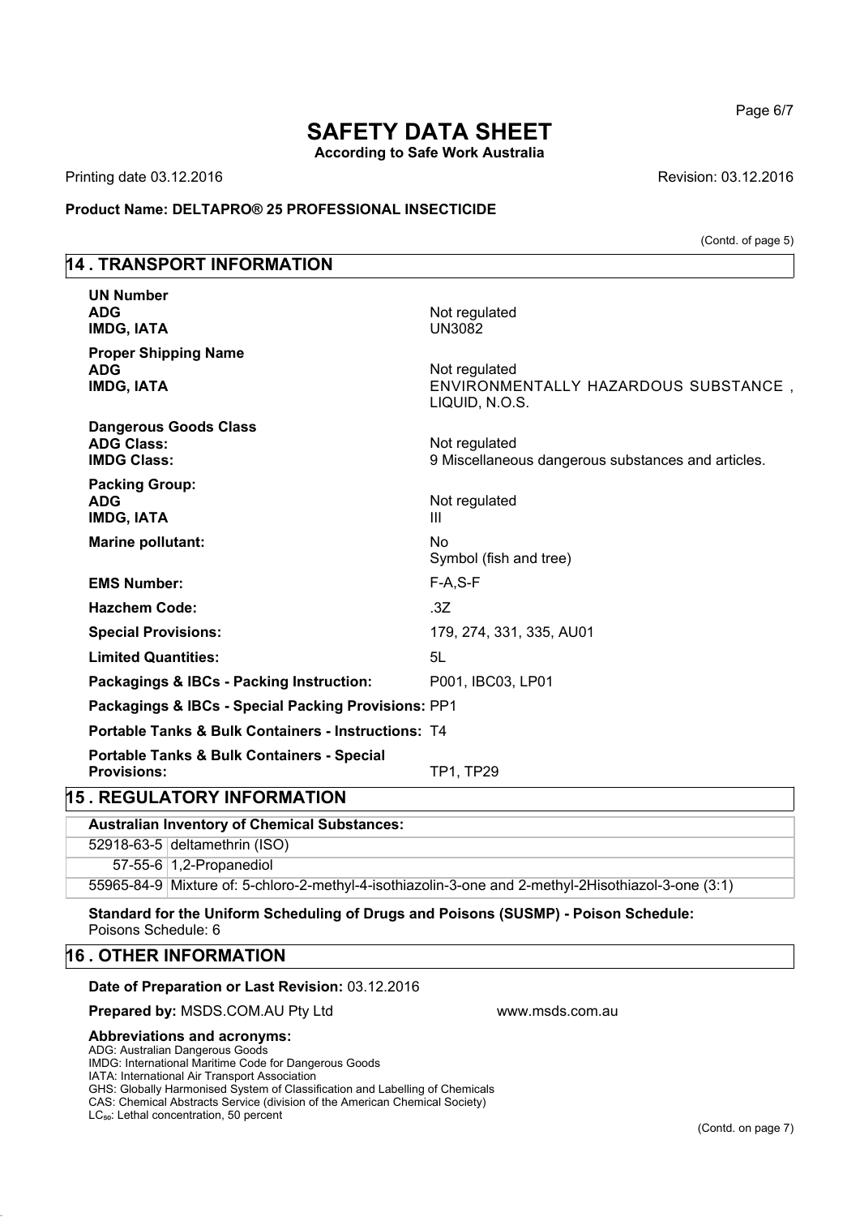# SAFETY DATA SHEET

**According to Safe Work Australia**

Printing date 03.12.2016 Revision: 03.12.2016

**Product Name: DELTAPRO® 25 PROFESSIONAL INSECTICIDE**

(Contd. of page 5)

## 14 . TRANSPORT INFORMATION

**UN Number**
**ADG** Not regulated
**IMDG, IATA** UN3082

**Proper Shipping Name**
**ADG** Not regulated
**IMDG, IATA** ENVIRONMENTALLY HAZARDOUS SUBSTANCE , LIQUID, N.O.S.

**Dangerous Goods Class**
**ADG Class:** Not regulated
**IMDG Class:** 9 Miscellaneous dangerous substances and articles.

**Packing Group:**
**ADG** Not regulated
**IMDG, IATA** III

**Marine pollutant:** No
Symbol (fish and tree)

**EMS Number:** F-A,S-F

**Hazchem Code:** .3Z

**Special Provisions:** 179, 274, 331, 335, AU01

**Limited Quantities:** 5L

**Packagings & IBCs - Packing Instruction:** P001, IBC03, LP01

**Packagings & IBCs - Special Packing Provisions:** PP1

**Portable Tanks & Bulk Containers - Instructions:** T4

**Portable Tanks & Bulk Containers - Special Provisions:** TP1, TP29

## 15 . REGULATORY INFORMATION

**Australian Inventory of Chemical Substances:**

| | |
|---|---|
| 52918-63-5 | deltamethrin (ISO) |
| 57-55-6 | 1,2-Propanediol |
| 55965-84-9 | Mixture of: 5-chloro-2-methyl-4-isothiazolin-3-one and 2-methyl-2Hisothiazol-3-one (3:1) |

**Standard for the Uniform Scheduling of Drugs and Poisons (SUSMP) - Poison Schedule:**
Poisons Schedule: 6

## 16 . OTHER INFORMATION

**Date of Preparation or Last Revision:** 03.12.2016

**Prepared by:** MSDS.COM.AU Pty Ltd www.msds.com.au

**Abbreviations and acronyms:**
ADG: Australian Dangerous Goods
IMDG: International Maritime Code for Dangerous Goods
IATA: International Air Transport Association
GHS: Globally Harmonised System of Classification and Labelling of Chemicals
CAS: Chemical Abstracts Service (division of the American Chemical Society)
$LC_{50}$: Lethal concentration, 50 percent

(Contd. on page 7)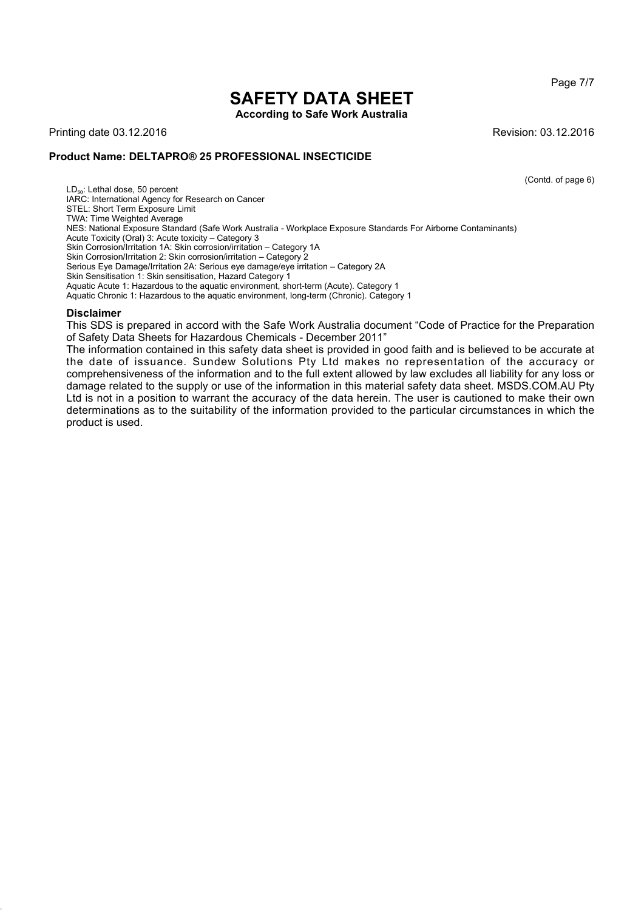**Product Name: DELTAPRO® 25 PROFESSIONAL INSECTICIDE**

(Contd. of page 6)

$LD_{50}$: Lethal dose, 50 percent
IARC: International Agency for Research on Cancer
STEL: Short Term Exposure Limit
TWA: Time Weighted Average
NES: National Exposure Standard (Safe Work Australia - Workplace Exposure Standards For Airborne Contaminants)
Acute Toxicity (Oral) 3: Acute toxicity – Category 3
Skin Corrosion/Irritation 1A: Skin corrosion/irritation – Category 1A
Skin Corrosion/Irritation 2: Skin corrosion/irritation – Category 2
Serious Eye Damage/Irritation 2A: Serious eye damage/eye irritation – Category 2A
Skin Sensitisation 1: Skin sensitisation, Hazard Category 1
Aquatic Acute 1: Hazardous to the aquatic environment, short-term (Acute). Category 1
Aquatic Chronic 1: Hazardous to the aquatic environment, long-term (Chronic). Category 1

**Disclaimer**

This SDS is prepared in accord with the Safe Work Australia document "Code of Practice for the Preparation of Safety Data Sheets for Hazardous Chemicals - December 2011"

The information contained in this safety data sheet is provided in good faith and is believed to be accurate at the date of issuance. Sundew Solutions Pty Ltd makes no representation of the accuracy or comprehensiveness of the information and to the full extent allowed by law excludes all liability for any loss or damage related to the supply or use of the information in this material safety data sheet. MSDS.COM.AU Pty Ltd is not in a position to warrant the accuracy of the data herein. The user is cautioned to make their own determinations as to the suitability of the information provided to the particular circumstances in which the product is used.